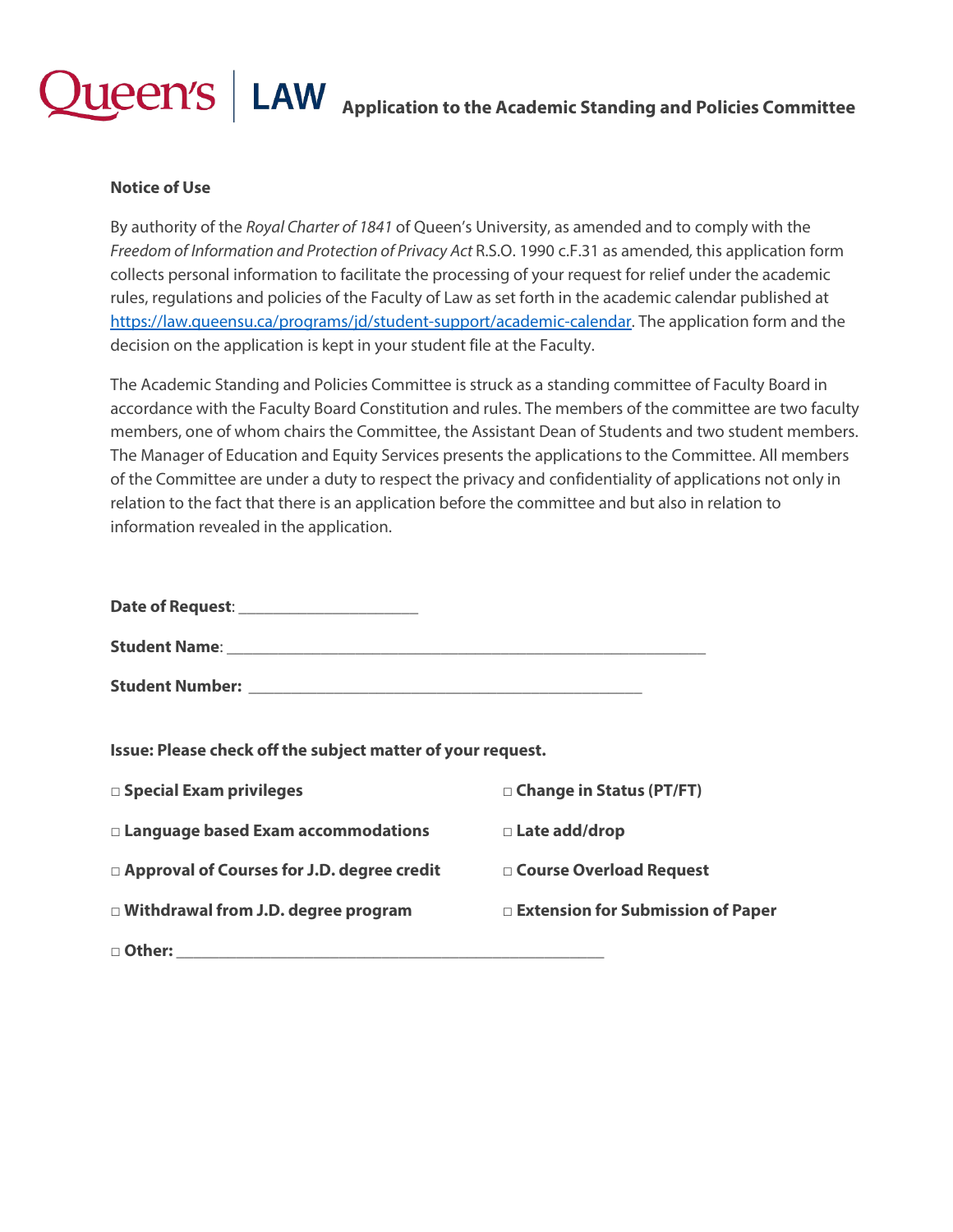# Queen's | LAW Application to the Academic Standing and Policies Committee

**Notice of Use**

By authority of the *Royal Charter of 1841* of Queen's University, as amended and to comply with the *Freedom of Information and Protection of Privacy Act* R.S.O. 1990 c.F.31 as amended, this application form collects personal information to facilitate the processing of your request for relief under the academic rules, regulations and policies of the Faculty of Law as set forth in the academic calendar published at https://law.queensu.ca/programs/jd/student-support/academic-calendar. The application form and the decision on the application is kept in your student file at the Faculty.

The Academic Standing and Policies Committee is struck as a standing committee of Faculty Board in accordance with the Faculty Board Constitution and rules. The members of the committee are two faculty members, one of whom chairs the Committee, the Assistant Dean of Students and two student members. The Manager of Education and Equity Services presents the applications to the Committee. All members of the Committee are under a duty to respect the privacy and confidentiality of applications not only in relation to the fact that there is an application before the committee and but also in relation to information revealed in the application.

**Date of Request**: ____________________

**Student Name**: ______________________________________________________

**Student Number:** ____________________________________________

**Issue: Please check off the subject matter of your request.**

□ **Special Exam privileges**

□ **Change in Status (PT/FT)**

□ **Language based Exam accommodations**

□ **Late add/drop**

□ **Approval of Courses for J.D. degree credit**

□ **Course Overload Request**

□ **Withdrawal from J.D. degree program**

□ **Extension for Submission of Paper**

□ **Other:** ________________________________________________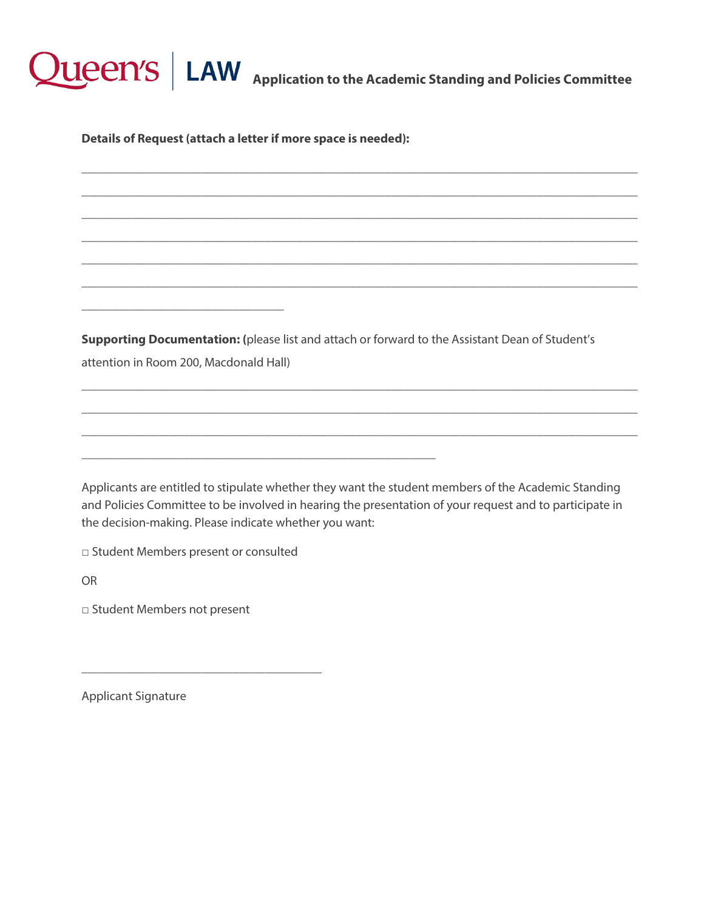**Details of Request (attach a letter if more space is needed):**

______________________________________________________________________________________________

______________________________________________________________________________________________

______________________________________________________________________________________________

______________________________________________________________________________________________

______________________________________________________________________________________________

______________________________________________________________________________________________

___________________________________

**Supporting Documentation: (**please list and attach or forward to the Assistant Dean of Student's attention in Room 200, Macdonald Hall)

______________________________________________________________________________________________

______________________________________________________________________________________________

______________________________________________________________________________________________

____________________________________________________________

Applicants are entitled to stipulate whether they want the student members of the Academic Standing and Policies Committee to be involved in hearing the presentation of your request and to participate in the decision-making. Please indicate whether you want:

□ Student Members present or consulted

OR

□ Student Members not present

_________________________________________

Applicant Signature